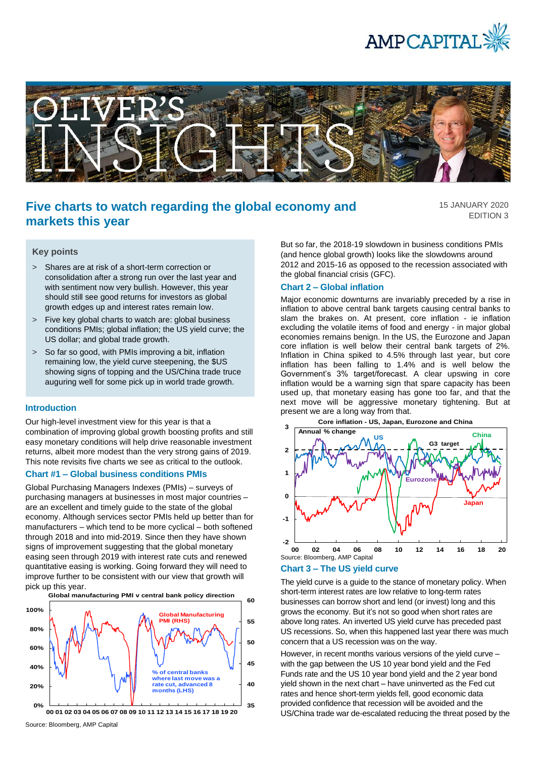# Five charts to watch regarding the global economy and markets this year

15 JANUARY 2020
EDITION 3

## Key points

- Shares are at risk of a short-term correction or consolidation after a strong run over the last year and with sentiment now very bullish. However, this year should still see good returns for investors as global growth edges up and interest rates remain low.
- Five key global charts to watch are: global business conditions PMIs; global inflation; the US yield curve; the US dollar; and global trade growth.
- So far so good, with PMIs improving a bit, inflation remaining low, the yield curve steepening, the $US showing signs of topping and the US/China trade truce auguring well for some pick up in world trade growth.

## Introduction

Our high-level investment view for this year is that a combination of improving global growth boosting profits and still easy monetary conditions will help drive reasonable investment returns, albeit more modest than the very strong gains of 2019. This note revisits five charts we see as critical to the outlook.

## Chart #1 – Global business conditions PMIs

Global Purchasing Managers Indexes (PMIs) – surveys of purchasing managers at businesses in most major countries – are an excellent and timely guide to the state of the global economy. Although services sector PMIs held up better than for manufacturers – which tend to be more cyclical – both softened through 2018 and into mid-2019. Since then they have shown signs of improvement suggesting that the global monetary easing seen through 2019 with interest rate cuts and renewed quantitative easing is working. Going forward they will need to improve further to be consistent with our view that growth will pick up this year.

Global manufacturing PMI v central bank policy direction

Source: Bloomberg, AMP Capital

But so far, the 2018-19 slowdown in business conditions PMIs (and hence global growth) looks like the slowdowns around 2012 and 2015-16 as opposed to the recession associated with the global financial crisis (GFC).

## Chart 2 – Global inflation

Major economic downturns are invariably preceded by a rise in inflation to above central bank targets causing central banks to slam the brakes on. At present, core inflation - ie inflation excluding the volatile items of food and energy - in major global economies remains benign. In the US, the Eurozone and Japan core inflation is well below their central bank targets of 2%. Inflation in China spiked to 4.5% through last year, but core inflation has been falling to 1.4% and is well below the Government's 3% target/forecast. A clear upswing in core inflation would be a warning sign that spare capacity has been used up, that monetary easing has gone too far, and that the next move will be aggressive monetary tightening. But at present we are a long way from that.

Core inflation - US, Japan, Eurozone and China

Source: Bloomberg, AMP Capital

## Chart 3 – The US yield curve

The yield curve is a guide to the stance of monetary policy. When short-term interest rates are low relative to long-term rates businesses can borrow short and lend (or invest) long and this grows the economy. But it's not so good when short rates are above long rates. An inverted US yield curve has preceded past US recessions. So, when this happened last year there was much concern that a US recession was on the way.

However, in recent months various versions of the yield curve – with the gap between the US 10 year bond yield and the Fed Funds rate and the US 10 year bond yield and the 2 year bond yield shown in the next chart – have uninverted as the Fed cut rates and hence short-term yields fell, good economic data provided confidence that recession will be avoided and the US/China trade war de-escalated reducing the threat posed by the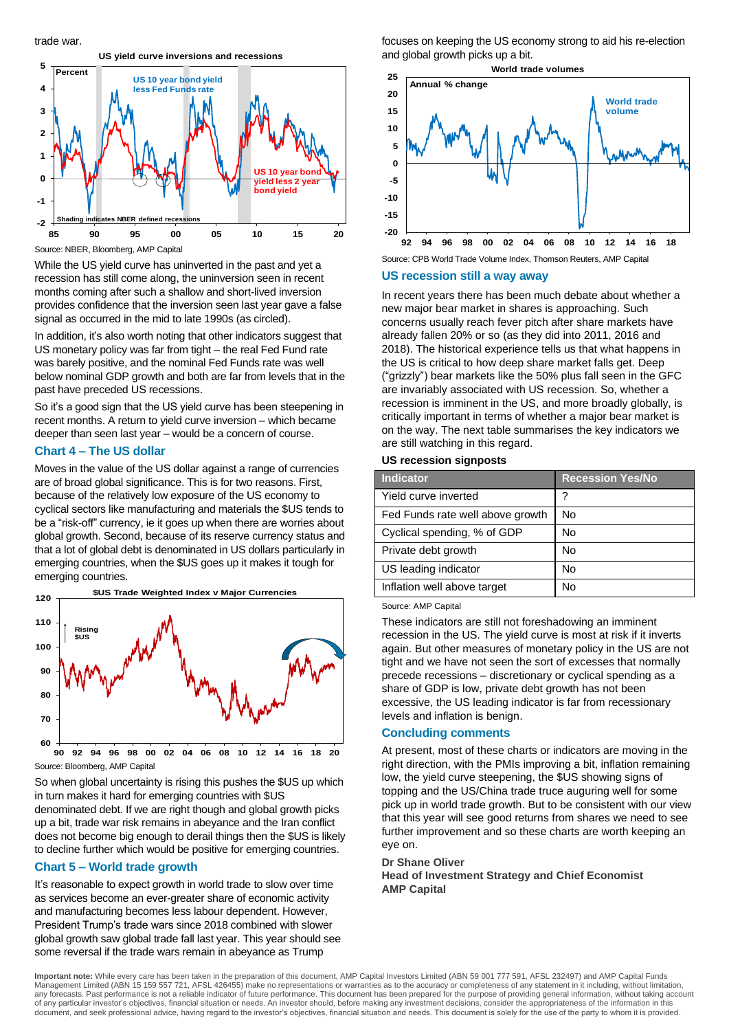trade war.

US yield curve inversions and recessions

Percent

US 10 year bond yield less Fed Funds rate

US 10 year bond yield less 2 year bond yield

Shading indicates NBER defined recessions

5
4
3
2
1
0
-1
-2

85 90 95 00 05 10 15 20

Source: NBER, Bloomberg, AMP Capital

While the US yield curve has uninverted in the past and yet a recession has still come along, the uninversion seen in recent months coming after such a shallow and short-lived inversion provides confidence that the inversion seen last year gave a false signal as occurred in the mid to late 1990s (as circled).

In addition, it's also worth noting that other indicators suggest that US monetary policy was far from tight – the real Fed Fund rate was barely positive, and the nominal Fed Funds rate was well below nominal GDP growth and both are far from levels that in the past have preceded US recessions.

So it's a good sign that the US yield curve has been steepening in recent months. A return to yield curve inversion – which became deeper than seen last year – would be a concern of course.

## Chart 4 – The US dollar

Moves in the value of the US dollar against a range of currencies are of broad global significance. This is for two reasons. First, because of the relatively low exposure of the US economy to cyclical sectors like manufacturing and materials the $US tends to be a "risk-off" currency, ie it goes up when there are worries about global growth. Second, because of its reserve currency status and that a lot of global debt is denominated in US dollars particularly in emerging countries, when the $US goes up it makes it tough for emerging countries.

$US Trade Weighted Index v Major Currencies

Rising $US

120
110
100
90
80
70
60

90 92 94 96 98 00 02 04 06 08 10 12 14 16 18 20

Source: Bloomberg, AMP Capital

So when global uncertainty is rising this pushes the $US up which in turn makes it hard for emerging countries with $US denominated debt. If we are right though and global growth picks up a bit, trade war risk remains in abeyance and the Iran conflict does not become big enough to derail things then the $US is likely to decline further which would be positive for emerging countries.

## Chart 5 – World trade growth

It's reasonable to expect growth in world trade to slow over time as services become an ever-greater share of economic activity and manufacturing becomes less labour dependent. However, President Trump's trade wars since 2018 combined with slower global growth saw global trade fall last year. This year should see some reversal if the trade wars remain in abeyance as Trump focuses on keeping the US economy strong to aid his re-election and global growth picks up a bit.

World trade volumes

Annual % change

World trade volume

25
20
15
10
5
0
-5
-10
-15
-20

92 94 96 98 00 02 04 06 08 10 12 14 16 18

Source: CPB World Trade Volume Index, Thomson Reuters, AMP Capital

## US recession still a way away

In recent years there has been much debate about whether a new major bear market in shares is approaching. Such concerns usually reach fever pitch after share markets have already fallen 20% or so (as they did into 2011, 2016 and 2018). The historical experience tells us that what happens in the US is critical to how deep share market falls get. Deep ("grizzly") bear markets like the 50% plus fall seen in the GFC are invariably associated with US recession. So, whether a recession is imminent in the US, and more broadly globally, is critically important in terms of whether a major bear market is on the way. The next table summarises the key indicators we are still watching in this regard.

**US recession signposts**

| Indicator | Recession Yes/No |
|---|---|
| Yield curve inverted | ? |
| Fed Funds rate well above growth | No |
| Cyclical spending, % of GDP | No |
| Private debt growth | No |
| US leading indicator | No |
| Inflation well above target | No |

Source: AMP Capital

These indicators are still not foreshadowing an imminent recession in the US. The yield curve is most at risk if it inverts again. But other measures of monetary policy in the US are not tight and we have not seen the sort of excesses that normally precede recessions – discretionary or cyclical spending as a share of GDP is low, private debt growth has not been excessive, the US leading indicator is far from recessionary levels and inflation is benign.

## Concluding comments

At present, most of these charts or indicators are moving in the right direction, with the PMIs improving a bit, inflation remaining low, the yield curve steepening, the $US showing signs of topping and the US/China trade truce auguring well for some pick up in world trade growth. But to be consistent with our view that this year will see good returns from shares we need to see further improvement and so these charts are worth keeping an eye on.

**Dr Shane Oliver**
**Head of Investment Strategy and Chief Economist**
**AMP Capital**

**Important note:** While every care has been taken in the preparation of this document, AMP Capital Investors Limited (ABN 59 001 777 591, AFSL 232497) and AMP Capital Funds Management Limited (ABN 15 159 557 721, AFSL 426455) make no representations or warranties as to the accuracy or completeness of any statement in it including, without limitation, any forecasts. Past performance is not a reliable indicator of future performance. This document has been prepared for the purpose of providing general information, without taking account of any particular investor's objectives, financial situation or needs. An investor should, before making any investment decisions, consider the appropriateness of the information in this document, and seek professional advice, having regard to the investor's objectives, financial situation and needs. This document is solely for the use of the party to whom it is provided.